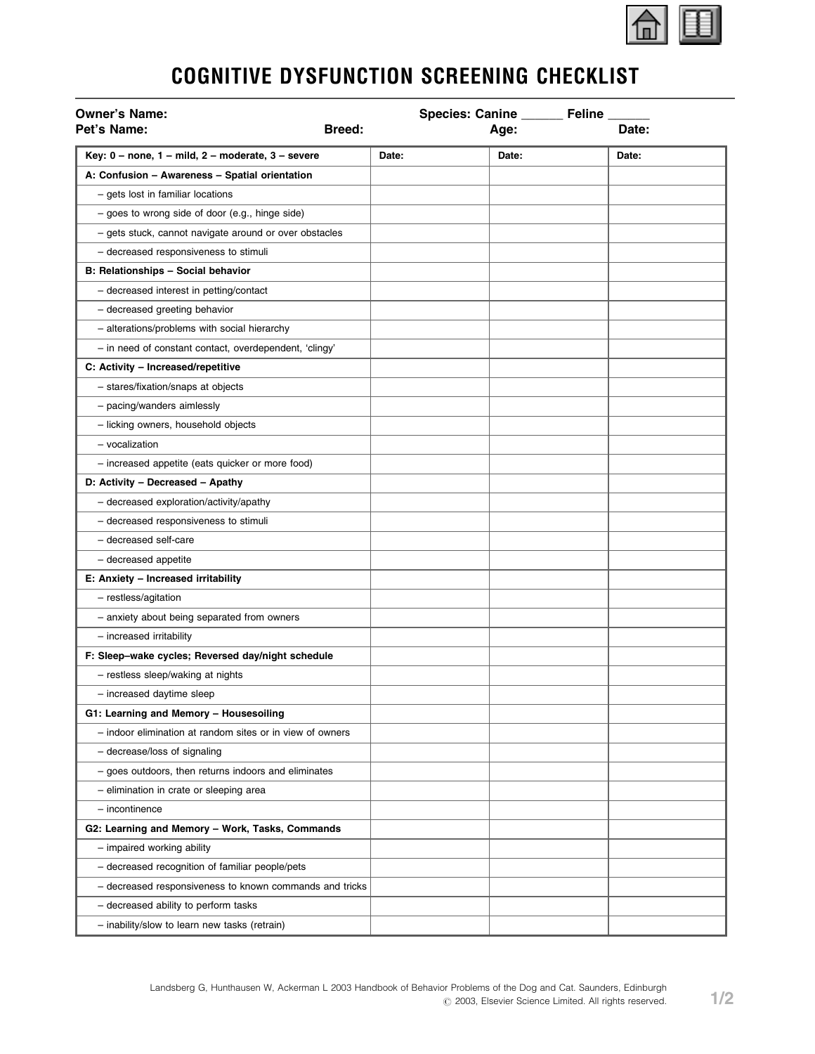# COGNITIVE DYSFUNCTION SCREENING CHECKLIST

**Owner's Name:** **Species: Canine ______ Feline ______**

**Pet's Name:** **Breed:** **Age:** **Date:**

| Key: 0 – none, 1 – mild, 2 – moderate, 3 – severe | Date: | Date: | Date: |
|---|---|---|---|
| **A: Confusion – Awareness – Spatial orientation** | | | |
| – gets lost in familiar locations | | | |
| – goes to wrong side of door (e.g., hinge side) | | | |
| – gets stuck, cannot navigate around or over obstacles | | | |
| – decreased responsiveness to stimuli | | | |
| **B: Relationships – Social behavior** | | | |
| – decreased interest in petting/contact | | | |
| – decreased greeting behavior | | | |
| – alterations/problems with social hierarchy | | | |
| – in need of constant contact, overdependent, 'clingy' | | | |
| **C: Activity – Increased/repetitive** | | | |
| – stares/fixation/snaps at objects | | | |
| – pacing/wanders aimlessly | | | |
| – licking owners, household objects | | | |
| – vocalization | | | |
| – increased appetite (eats quicker or more food) | | | |
| **D: Activity – Decreased – Apathy** | | | |
| – decreased exploration/activity/apathy | | | |
| – decreased responsiveness to stimuli | | | |
| – decreased self-care | | | |
| – decreased appetite | | | |
| **E: Anxiety – Increased irritability** | | | |
| – restless/agitation | | | |
| – anxiety about being separated from owners | | | |
| – increased irritability | | | |
| **F: Sleep–wake cycles; Reversed day/night schedule** | | | |
| – restless sleep/waking at nights | | | |
| – increased daytime sleep | | | |
| **G1: Learning and Memory – Housesoiling** | | | |
| – indoor elimination at random sites or in view of owners | | | |
| – decrease/loss of signaling | | | |
| – goes outdoors, then returns indoors and eliminates | | | |
| – elimination in crate or sleeping area | | | |
| – incontinence | | | |
| **G2: Learning and Memory – Work, Tasks, Commands** | | | |
| – impaired working ability | | | |
| – decreased recognition of familiar people/pets | | | |
| – decreased responsiveness to known commands and tricks | | | |
| – decreased ability to perform tasks | | | |
| – inability/slow to learn new tasks (retrain) | | | |

Landsberg G, Hunthausen W, Ackerman L 2003 Handbook of Behavior Problems of the Dog and Cat. Saunders, Edinburgh
© 2003, Elsevier Science Limited. All rights reserved.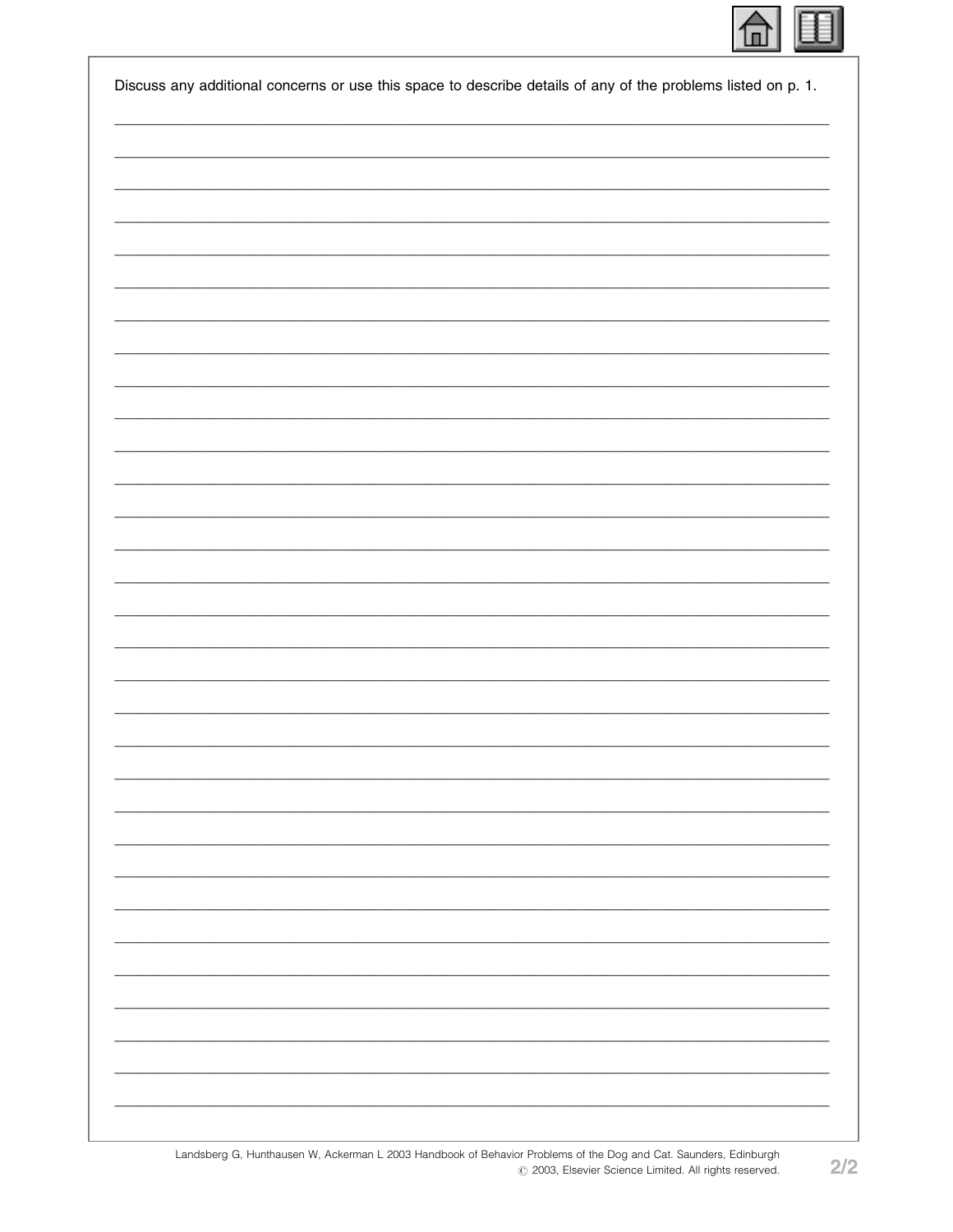Discuss any additional concerns or use this space to describe details of any of the problems listed on p. 1.

Landsberg G, Hunthausen W, Ackerman L 2003 Handbook of Behavior Problems of the Dog and Cat. Saunders, Edinburgh
© 2003, Elsevier Science Limited. All rights reserved.